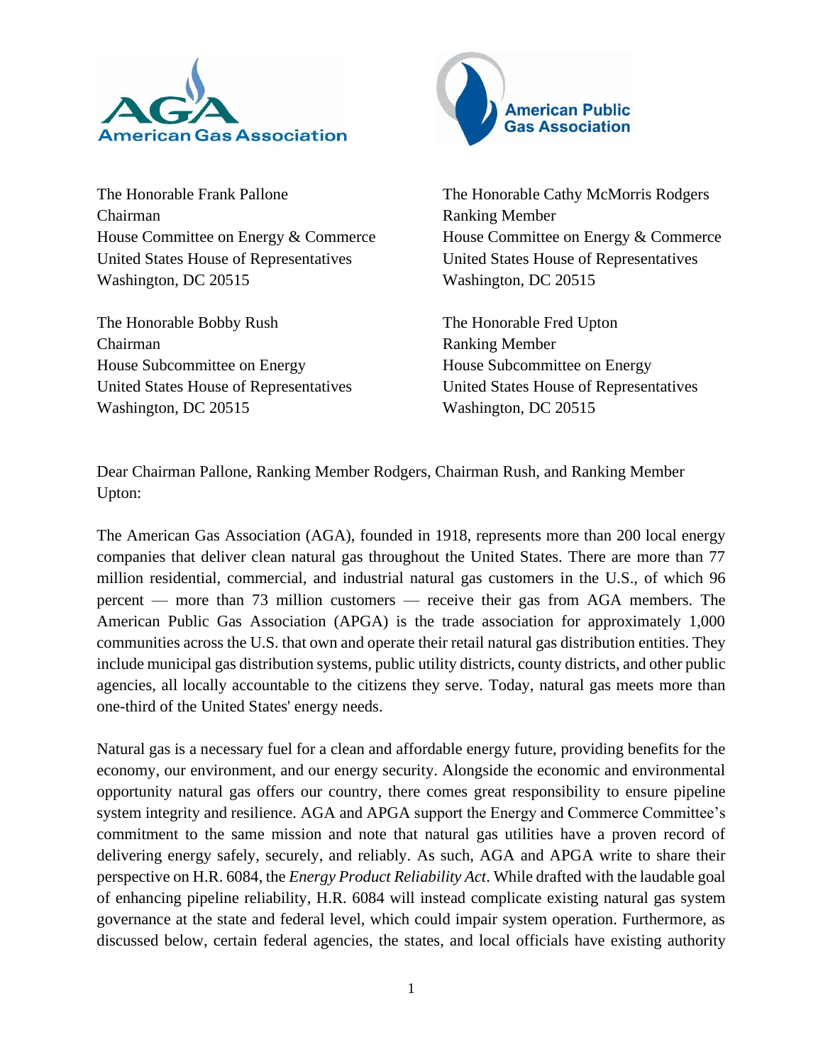American Gas Association

American Public Gas Association

The Honorable Frank Pallone
Chairman
House Committee on Energy & Commerce
United States House of Representatives
Washington, DC 20515

The Honorable Cathy McMorris Rodgers
Ranking Member
House Committee on Energy & Commerce
United States House of Representatives
Washington, DC 20515

The Honorable Bobby Rush
Chairman
House Subcommittee on Energy
United States House of Representatives
Washington, DC 20515

The Honorable Fred Upton
Ranking Member
House Subcommittee on Energy
United States House of Representatives
Washington, DC 20515

Dear Chairman Pallone, Ranking Member Rodgers, Chairman Rush, and Ranking Member Upton:

The American Gas Association (AGA), founded in 1918, represents more than 200 local energy companies that deliver clean natural gas throughout the United States. There are more than 77 million residential, commercial, and industrial natural gas customers in the U.S., of which 96 percent — more than 73 million customers — receive their gas from AGA members. The American Public Gas Association (APGA) is the trade association for approximately 1,000 communities across the U.S. that own and operate their retail natural gas distribution entities. They include municipal gas distribution systems, public utility districts, county districts, and other public agencies, all locally accountable to the citizens they serve. Today, natural gas meets more than one-third of the United States' energy needs.

Natural gas is a necessary fuel for a clean and affordable energy future, providing benefits for the economy, our environment, and our energy security. Alongside the economic and environmental opportunity natural gas offers our country, there comes great responsibility to ensure pipeline system integrity and resilience. AGA and APGA support the Energy and Commerce Committee's commitment to the same mission and note that natural gas utilities have a proven record of delivering energy safely, securely, and reliably. As such, AGA and APGA write to share their perspective on H.R. 6084, the *Energy Product Reliability Act*. While drafted with the laudable goal of enhancing pipeline reliability, H.R. 6084 will instead complicate existing natural gas system governance at the state and federal level, which could impair system operation. Furthermore, as discussed below, certain federal agencies, the states, and local officials have existing authority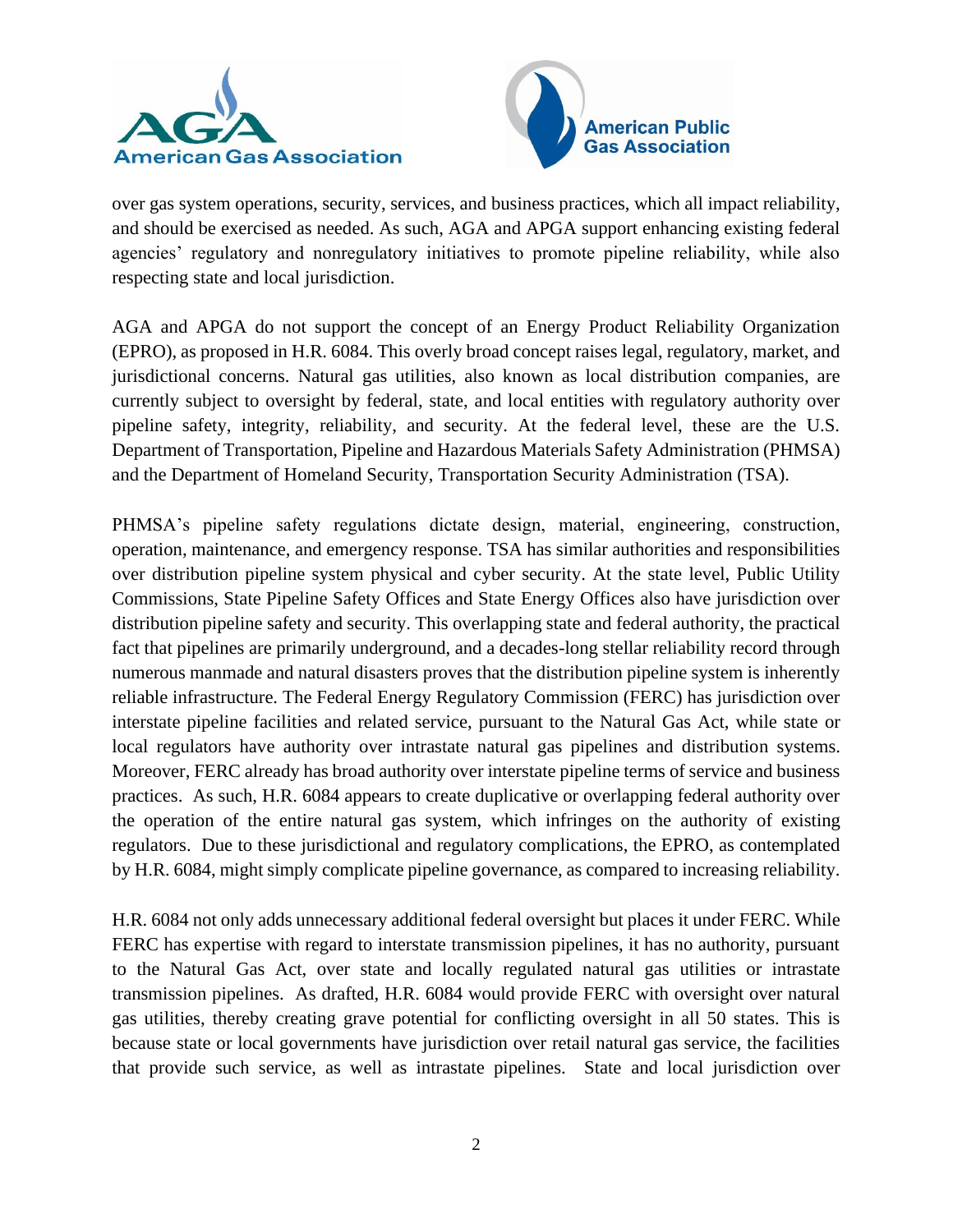over gas system operations, security, services, and business practices, which all impact reliability, and should be exercised as needed. As such, AGA and APGA support enhancing existing federal agencies' regulatory and nonregulatory initiatives to promote pipeline reliability, while also respecting state and local jurisdiction.

AGA and APGA do not support the concept of an Energy Product Reliability Organization (EPRO), as proposed in H.R. 6084. This overly broad concept raises legal, regulatory, market, and jurisdictional concerns. Natural gas utilities, also known as local distribution companies, are currently subject to oversight by federal, state, and local entities with regulatory authority over pipeline safety, integrity, reliability, and security. At the federal level, these are the U.S. Department of Transportation, Pipeline and Hazardous Materials Safety Administration (PHMSA) and the Department of Homeland Security, Transportation Security Administration (TSA).

PHMSA's pipeline safety regulations dictate design, material, engineering, construction, operation, maintenance, and emergency response. TSA has similar authorities and responsibilities over distribution pipeline system physical and cyber security. At the state level, Public Utility Commissions, State Pipeline Safety Offices and State Energy Offices also have jurisdiction over distribution pipeline safety and security. This overlapping state and federal authority, the practical fact that pipelines are primarily underground, and a decades-long stellar reliability record through numerous manmade and natural disasters proves that the distribution pipeline system is inherently reliable infrastructure. The Federal Energy Regulatory Commission (FERC) has jurisdiction over interstate pipeline facilities and related service, pursuant to the Natural Gas Act, while state or local regulators have authority over intrastate natural gas pipelines and distribution systems. Moreover, FERC already has broad authority over interstate pipeline terms of service and business practices. As such, H.R. 6084 appears to create duplicative or overlapping federal authority over the operation of the entire natural gas system, which infringes on the authority of existing regulators. Due to these jurisdictional and regulatory complications, the EPRO, as contemplated by H.R. 6084, might simply complicate pipeline governance, as compared to increasing reliability.

H.R. 6084 not only adds unnecessary additional federal oversight but places it under FERC. While FERC has expertise with regard to interstate transmission pipelines, it has no authority, pursuant to the Natural Gas Act, over state and locally regulated natural gas utilities or intrastate transmission pipelines. As drafted, H.R. 6084 would provide FERC with oversight over natural gas utilities, thereby creating grave potential for conflicting oversight in all 50 states. This is because state or local governments have jurisdiction over retail natural gas service, the facilities that provide such service, as well as intrastate pipelines. State and local jurisdiction over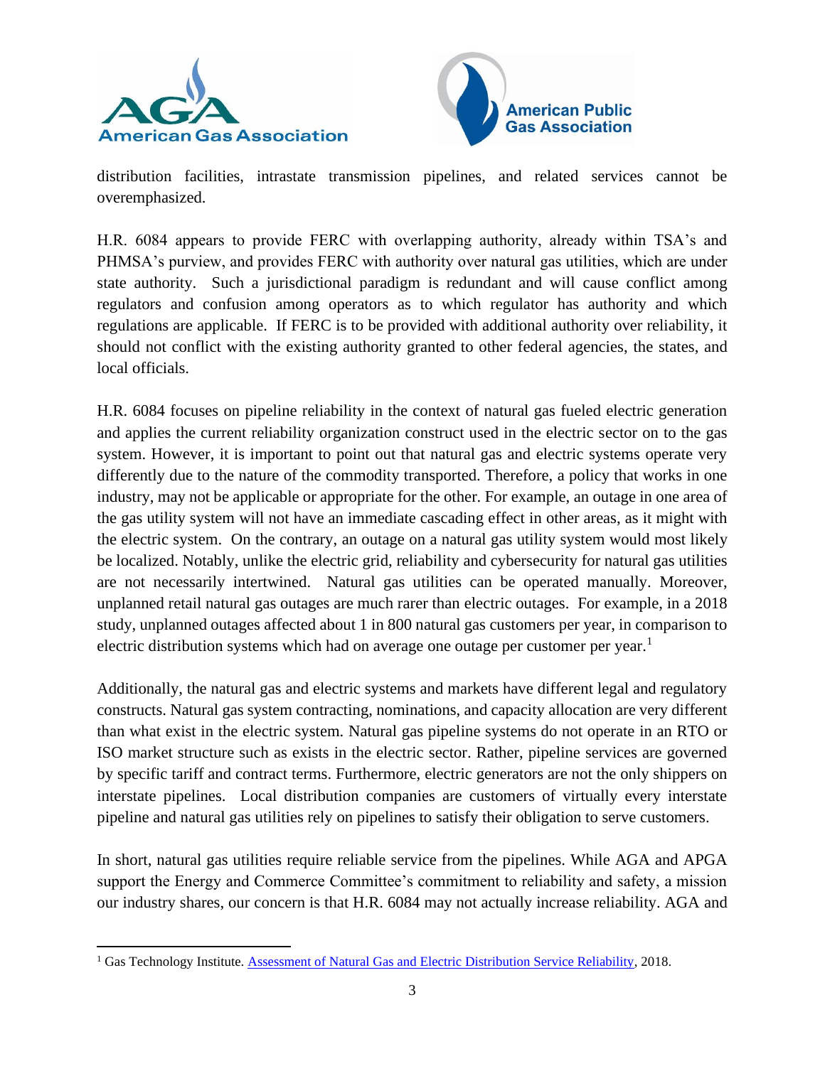distribution facilities, intrastate transmission pipelines, and related services cannot be overemphasized.

H.R. 6084 appears to provide FERC with overlapping authority, already within TSA's and PHMSA's purview, and provides FERC with authority over natural gas utilities, which are under state authority. Such a jurisdictional paradigm is redundant and will cause conflict among regulators and confusion among operators as to which regulator has authority and which regulations are applicable. If FERC is to be provided with additional authority over reliability, it should not conflict with the existing authority granted to other federal agencies, the states, and local officials.

H.R. 6084 focuses on pipeline reliability in the context of natural gas fueled electric generation and applies the current reliability organization construct used in the electric sector on to the gas system. However, it is important to point out that natural gas and electric systems operate very differently due to the nature of the commodity transported. Therefore, a policy that works in one industry, may not be applicable or appropriate for the other. For example, an outage in one area of the gas utility system will not have an immediate cascading effect in other areas, as it might with the electric system. On the contrary, an outage on a natural gas utility system would most likely be localized. Notably, unlike the electric grid, reliability and cybersecurity for natural gas utilities are not necessarily intertwined. Natural gas utilities can be operated manually. Moreover, unplanned retail natural gas outages are much rarer than electric outages. For example, in a 2018 study, unplanned outages affected about 1 in 800 natural gas customers per year, in comparison to electric distribution systems which had on average one outage per customer per year.[1]

Additionally, the natural gas and electric systems and markets have different legal and regulatory constructs. Natural gas system contracting, nominations, and capacity allocation are very different than what exist in the electric system. Natural gas pipeline systems do not operate in an RTO or ISO market structure such as exists in the electric sector. Rather, pipeline services are governed by specific tariff and contract terms. Furthermore, electric generators are not the only shippers on interstate pipelines. Local distribution companies are customers of virtually every interstate pipeline and natural gas utilities rely on pipelines to satisfy their obligation to serve customers.

In short, natural gas utilities require reliable service from the pipelines. While AGA and APGA support the Energy and Commerce Committee's commitment to reliability and safety, a mission our industry shares, our concern is that H.R. 6084 may not actually increase reliability. AGA and

---

[1] Gas Technology Institute. Assessment of Natural Gas and Electric Distribution Service Reliability, 2018.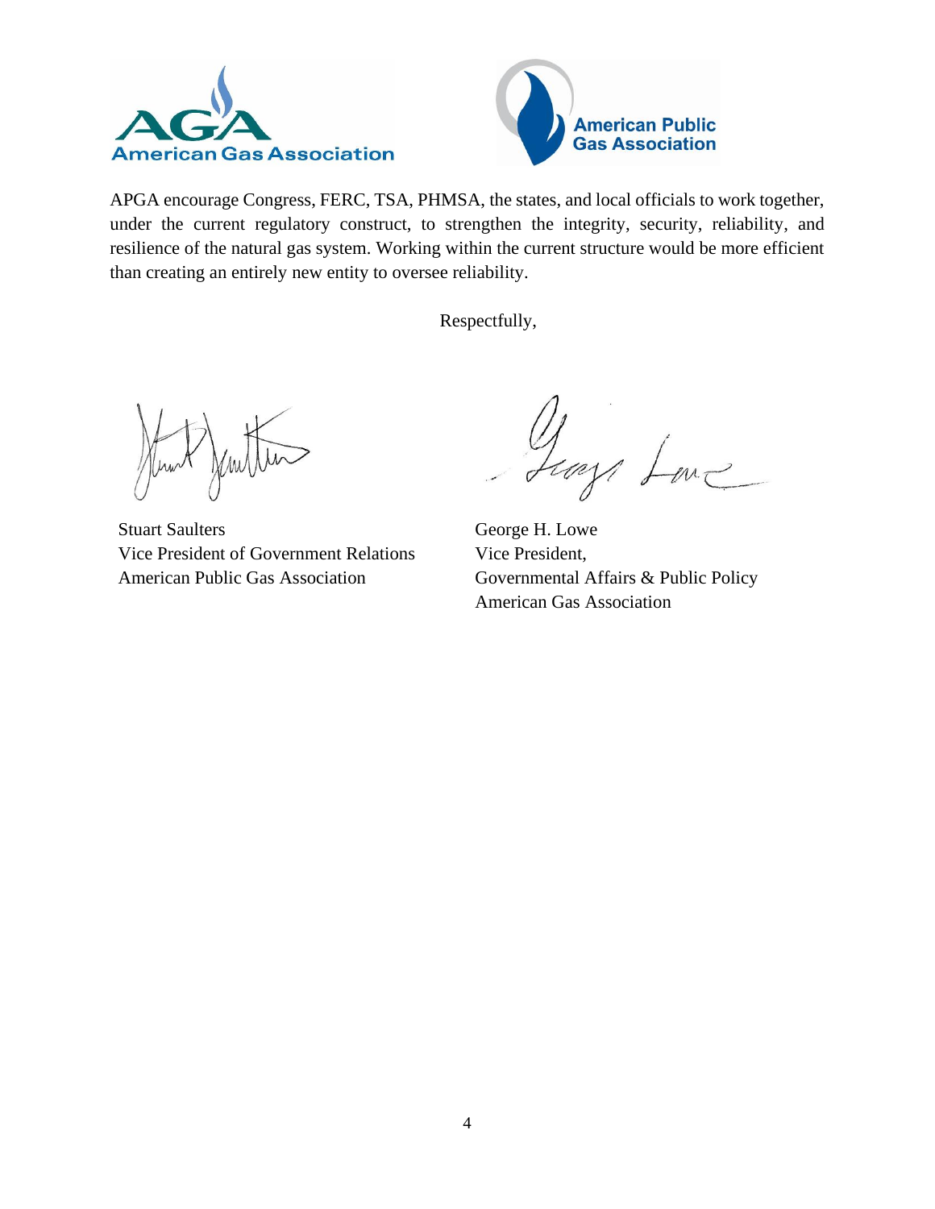APGA encourage Congress, FERC, TSA, PHMSA, the states, and local officials to work together, under the current regulatory construct, to strengthen the integrity, security, reliability, and resilience of the natural gas system. Working within the current structure would be more efficient than creating an entirely new entity to oversee reliability.

Respectfully,

Stuart Saulters
Vice President of Government Relations
American Public Gas Association

George H. Lowe
Vice President,
Governmental Affairs & Public Policy
American Gas Association